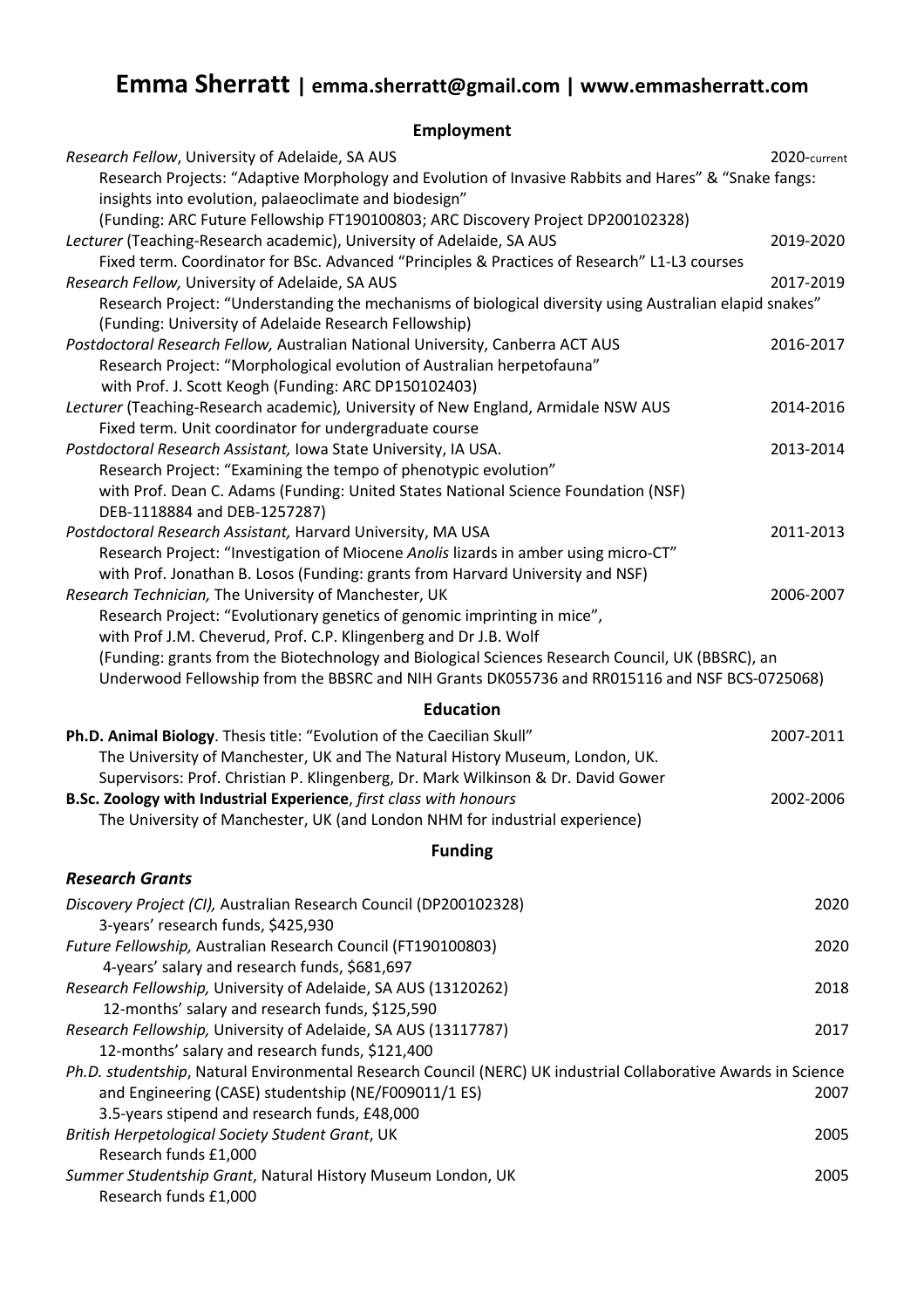# Emma Sherratt | emma.sherratt@gmail.com | www.emmasherratt.com

## Employment

*Research Fellow*, University of Adelaide, SA AUS — 2020-current
Research Projects: "Adaptive Morphology and Evolution of Invasive Rabbits and Hares" & "Snake fangs: insights into evolution, palaeoclimate and biodesign"
(Funding: ARC Future Fellowship FT190100803; ARC Discovery Project DP200102328)

*Lecturer* (Teaching-Research academic), University of Adelaide, SA AUS — 2019-2020
Fixed term. Coordinator for BSc. Advanced "Principles & Practices of Research" L1-L3 courses

*Research Fellow,* University of Adelaide, SA AUS — 2017-2019
Research Project: "Understanding the mechanisms of biological diversity using Australian elapid snakes"
(Funding: University of Adelaide Research Fellowship)

*Postdoctoral Research Fellow,* Australian National University, Canberra ACT AUS — 2016-2017
Research Project: "Morphological evolution of Australian herpetofauna"
with Prof. J. Scott Keogh (Funding: ARC DP150102403)

*Lecturer* (Teaching-Research academic)*,* University of New England, Armidale NSW AUS — 2014-2016
Fixed term. Unit coordinator for undergraduate course

*Postdoctoral Research Assistant,* Iowa State University, IA USA. — 2013-2014
Research Project: "Examining the tempo of phenotypic evolution"
with Prof. Dean C. Adams (Funding: United States National Science Foundation (NSF) DEB-1118884 and DEB-1257287)

*Postdoctoral Research Assistant,* Harvard University, MA USA — 2011-2013
Research Project: "Investigation of Miocene *Anolis* lizards in amber using micro-CT"
with Prof. Jonathan B. Losos (Funding: grants from Harvard University and NSF)

*Research Technician,* The University of Manchester, UK — 2006-2007
Research Project: "Evolutionary genetics of genomic imprinting in mice",
with Prof J.M. Cheverud, Prof. C.P. Klingenberg and Dr J.B. Wolf
(Funding: grants from the Biotechnology and Biological Sciences Research Council, UK (BBSRC), an Underwood Fellowship from the BBSRC and NIH Grants DK055736 and RR015116 and NSF BCS-0725068)

## Education

**Ph.D. Animal Biology**. Thesis title: "Evolution of the Caecilian Skull" — 2007-2011
The University of Manchester, UK and The Natural History Museum, London, UK.
Supervisors: Prof. Christian P. Klingenberg, Dr. Mark Wilkinson & Dr. David Gower

**B.Sc. Zoology with Industrial Experience**, *first class with honours* — 2002-2006
The University of Manchester, UK (and London NHM for industrial experience)

## Funding

### *Research Grants*

*Discovery Project (CI),* Australian Research Council (DP200102328) — 2020
3-years' research funds, $425,930

*Future Fellowship,* Australian Research Council (FT190100803) — 2020
4-years' salary and research funds, $681,697

*Research Fellowship,* University of Adelaide, SA AUS (13120262) — 2018
12-months' salary and research funds, $125,590

*Research Fellowship,* University of Adelaide, SA AUS (13117787) — 2017
12-months' salary and research funds, $121,400

*Ph.D. studentship*, Natural Environmental Research Council (NERC) UK industrial Collaborative Awards in Science and Engineering (CASE) studentship (NE/F009011/1 ES) — 2007
3.5-years stipend and research funds, £48,000

*British Herpetological Society Student Grant*, UK — 2005
Research funds £1,000

*Summer Studentship Grant*, Natural History Museum London, UK — 2005
Research funds £1,000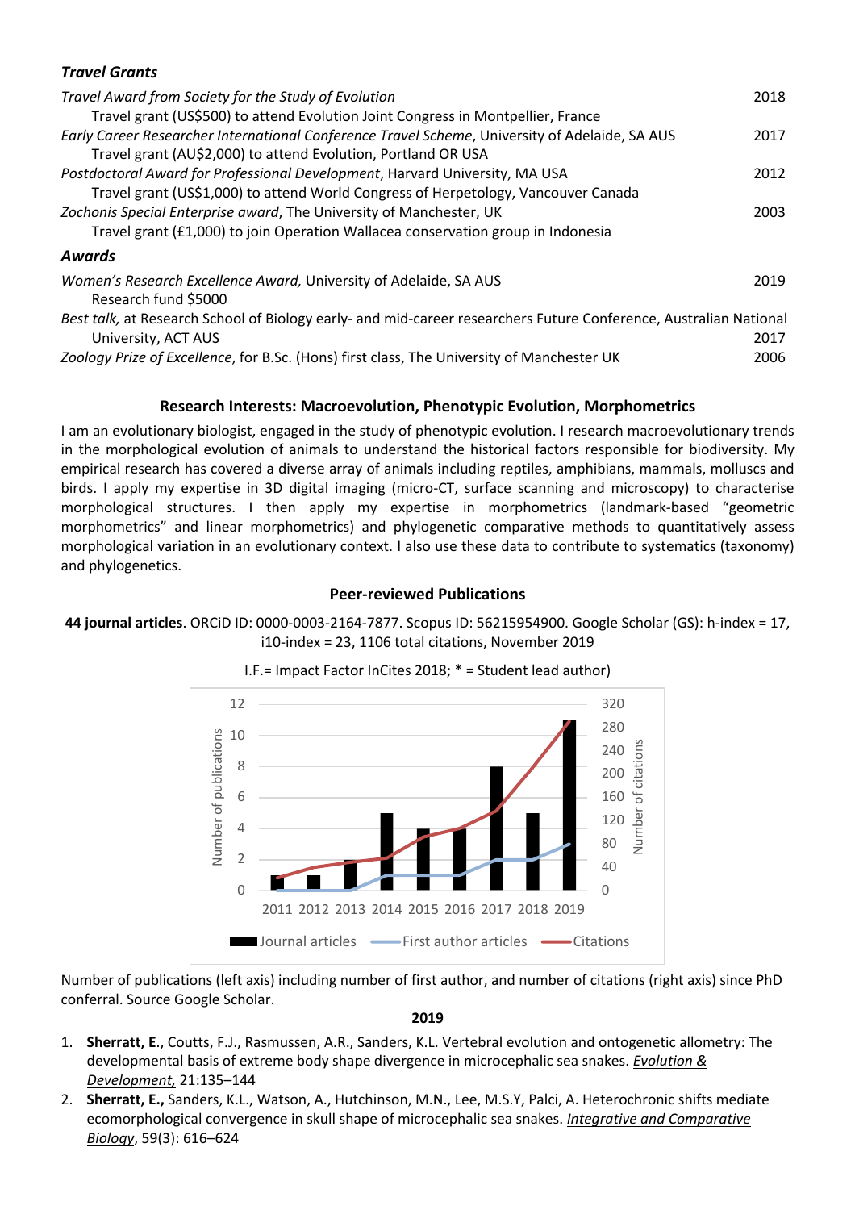### *Travel Grants*

*Travel Award from Society for the Study of Evolution* 2018
Travel grant (US$500) to attend Evolution Joint Congress in Montpellier, France

*Early Career Researcher International Conference Travel Scheme*, University of Adelaide, SA AUS 2017
Travel grant (AU$2,000) to attend Evolution, Portland OR USA

*Postdoctoral Award for Professional Development*, Harvard University, MA USA 2012
Travel grant (US$1,000) to attend World Congress of Herpetology, Vancouver Canada

*Zochonis Special Enterprise award*, The University of Manchester, UK 2003
Travel grant (£1,000) to join Operation Wallacea conservation group in Indonesia

### *Awards*

*Women's Research Excellence Award,* University of Adelaide, SA AUS 2019
Research fund $5000

*Best talk,* at Research School of Biology early- and mid-career researchers Future Conference, Australian National University, ACT AUS 2017

*Zoology Prize of Excellence*, for B.Sc. (Hons) first class, The University of Manchester UK 2006

## Research Interests: Macroevolution, Phenotypic Evolution, Morphometrics

I am an evolutionary biologist, engaged in the study of phenotypic evolution. I research macroevolutionary trends in the morphological evolution of animals to understand the historical factors responsible for biodiversity. My empirical research has covered a diverse array of animals including reptiles, amphibians, mammals, molluscs and birds. I apply my expertise in 3D digital imaging (micro-CT, surface scanning and microscopy) to characterise morphological structures. I then apply my expertise in morphometrics (landmark-based "geometric morphometrics" and linear morphometrics) and phylogenetic comparative methods to quantitatively assess morphological variation in an evolutionary context. I also use these data to contribute to systematics (taxonomy) and phylogenetics.

## Peer-reviewed Publications

**44 journal articles**. ORCiD ID: 0000-0003-2164-7877. Scopus ID: 56215954900. Google Scholar (GS): h-index = 17, i10-index = 23, 1106 total citations, November 2019

I.F.= Impact Factor InCites 2018; * = Student lead author)

Number of publications (left axis) including number of first author, and number of citations (right axis) since PhD conferral. Source Google Scholar.

**2019**

1. **Sherratt, E**., Coutts, F.J., Rasmussen, A.R., Sanders, K.L. Vertebral evolution and ontogenetic allometry: The developmental basis of extreme body shape divergence in microcephalic sea snakes. *Evolution & Development,* 21:135–144
2. **Sherratt, E.,** Sanders, K.L., Watson, A., Hutchinson, M.N., Lee, M.S.Y, Palci, A. Heterochronic shifts mediate ecomorphological convergence in skull shape of microcephalic sea snakes. *Integrative and Comparative Biology*, 59(3): 616–624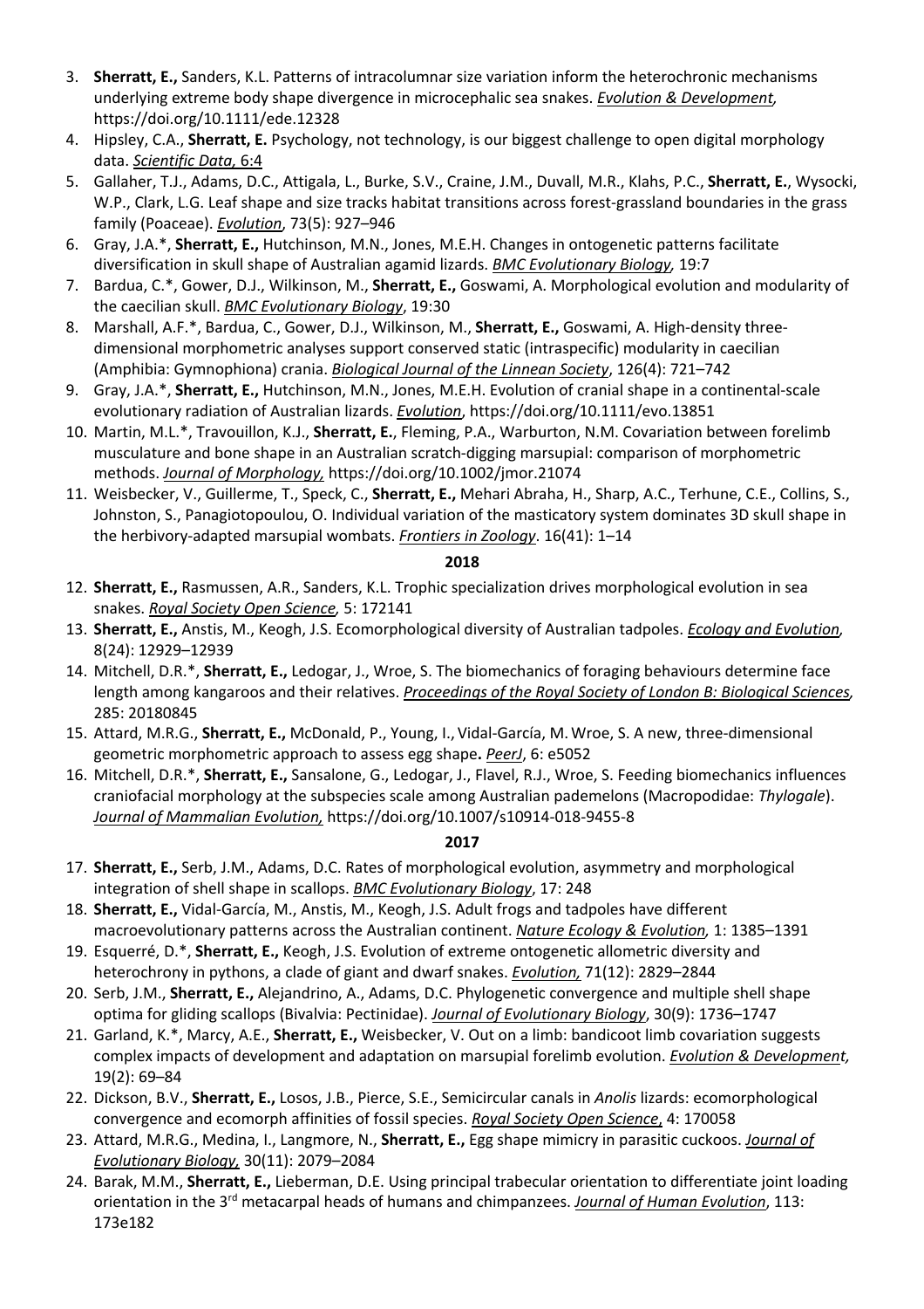3. **Sherratt, E.,** Sanders, K.L. Patterns of intracolumnar size variation inform the heterochronic mechanisms underlying extreme body shape divergence in microcephalic sea snakes. *Evolution & Development,* https://doi.org/10.1111/ede.12328
4. Hipsley, C.A., **Sherratt, E.** Psychology, not technology, is our biggest challenge to open digital morphology data. *Scientific Data,* 6:4
5. Gallaher, T.J., Adams, D.C., Attigala, L., Burke, S.V., Craine, J.M., Duvall, M.R., Klahs, P.C., **Sherratt, E.**, Wysocki, W.P., Clark, L.G. Leaf shape and size tracks habitat transitions across forest-grassland boundaries in the grass family (Poaceae). *Evolution,* 73(5): 927–946
6. Gray, J.A.*, **Sherratt, E.,** Hutchinson, M.N., Jones, M.E.H. Changes in ontogenetic patterns facilitate diversification in skull shape of Australian agamid lizards. *BMC Evolutionary Biology,* 19:7
7. Bardua, C.*, Gower, D.J., Wilkinson, M., **Sherratt, E.,** Goswami, A. Morphological evolution and modularity of the caecilian skull. *BMC Evolutionary Biology*, 19:30
8. Marshall, A.F.*, Bardua, C., Gower, D.J., Wilkinson, M., **Sherratt, E.,** Goswami, A. High-density three-dimensional morphometric analyses support conserved static (intraspecific) modularity in caecilian (Amphibia: Gymnophiona) crania. *Biological Journal of the Linnean Society*, 126(4): 721–742
9. Gray, J.A.*, **Sherratt, E.,** Hutchinson, M.N., Jones, M.E.H. Evolution of cranial shape in a continental-scale evolutionary radiation of Australian lizards. *Evolution*, https://doi.org/10.1111/evo.13851
10. Martin, M.L.*, Travouillon, K.J., **Sherratt, E.**, Fleming, P.A., Warburton, N.M. Covariation between forelimb musculature and bone shape in an Australian scratch-digging marsupial: comparison of morphometric methods. *Journal of Morphology,* https://doi.org/10.1002/jmor.21074
11. Weisbecker, V., Guillerme, T., Speck, C., **Sherratt, E.,** Mehari Abraha, H., Sharp, A.C., Terhune, C.E., Collins, S., Johnston, S., Panagiotopoulou, O. Individual variation of the masticatory system dominates 3D skull shape in the herbivory-adapted marsupial wombats. *Frontiers in Zoology*. 16(41): 1–14

**2018**

12. **Sherratt, E.,** Rasmussen, A.R., Sanders, K.L. Trophic specialization drives morphological evolution in sea snakes. *Royal Society Open Science,* 5: 172141
13. **Sherratt, E.,** Anstis, M., Keogh, J.S. Ecomorphological diversity of Australian tadpoles. *Ecology and Evolution,* 8(24): 12929–12939
14. Mitchell, D.R.*, **Sherratt, E.,** Ledogar, J., Wroe, S. The biomechanics of foraging behaviours determine face length among kangaroos and their relatives. *Proceedings of the Royal Society of London B: Biological Sciences,* 285: 20180845
15. Attard, M.R.G., **Sherratt, E.,** McDonald, P., Young, I., Vidal-García, M. Wroe, S. A new, three-dimensional geometric morphometric approach to assess egg shape**.** *PeerJ*, 6: e5052
16. Mitchell, D.R.*, **Sherratt, E.,** Sansalone, G., Ledogar, J., Flavel, R.J., Wroe, S. Feeding biomechanics influences craniofacial morphology at the subspecies scale among Australian pademelons (Macropodidae: *Thylogale*). *Journal of Mammalian Evolution,* https://doi.org/10.1007/s10914-018-9455-8

**2017**

17. **Sherratt, E.,** Serb, J.M., Adams, D.C. Rates of morphological evolution, asymmetry and morphological integration of shell shape in scallops. *BMC Evolutionary Biology*, 17: 248
18. **Sherratt, E.,** Vidal-García, M., Anstis, M., Keogh, J.S. Adult frogs and tadpoles have different macroevolutionary patterns across the Australian continent. *Nature Ecology & Evolution,* 1: 1385–1391
19. Esquerré, D.*, **Sherratt, E.,** Keogh, J.S. Evolution of extreme ontogenetic allometric diversity and heterochrony in pythons, a clade of giant and dwarf snakes. *Evolution,* 71(12): 2829–2844
20. Serb, J.M., **Sherratt, E.,** Alejandrino, A., Adams, D.C. Phylogenetic convergence and multiple shell shape optima for gliding scallops (Bivalvia: Pectinidae). *Journal of Evolutionary Biology*, 30(9): 1736–1747
21. Garland, K.*, Marcy, A.E., **Sherratt, E.,** Weisbecker, V. Out on a limb: bandicoot limb covariation suggests complex impacts of development and adaptation on marsupial forelimb evolution. *Evolution & Development,* 19(2): 69–84
22. Dickson, B.V., **Sherratt, E.,** Losos, J.B., Pierce, S.E., Semicircular canals in *Anolis* lizards: ecomorphological convergence and ecomorph affinities of fossil species. *Royal Society Open Science*, 4: 170058
23. Attard, M.R.G., Medina, I., Langmore, N., **Sherratt, E.,** Egg shape mimicry in parasitic cuckoos. *Journal of Evolutionary Biology,* 30(11): 2079–2084
24. Barak, M.M., **Sherratt, E.,** Lieberman, D.E. Using principal trabecular orientation to differentiate joint loading orientation in the 3rd metacarpal heads of humans and chimpanzees. *Journal of Human Evolution*, 113: 173e182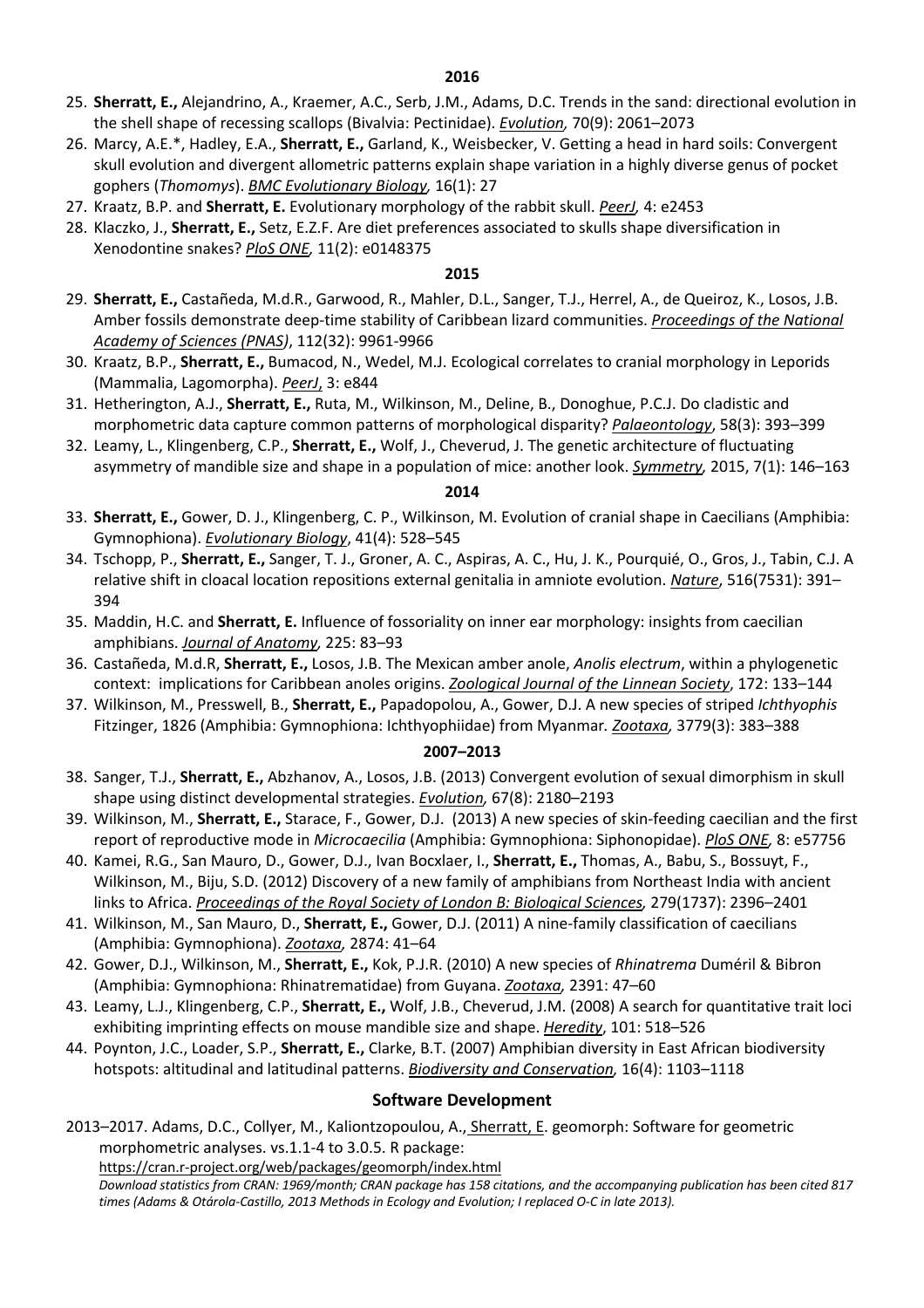**2016**

25. **Sherratt, E.,** Alejandrino, A., Kraemer, A.C., Serb, J.M., Adams, D.C. Trends in the sand: directional evolution in the shell shape of recessing scallops (Bivalvia: Pectinidae). *Evolution,* 70(9): 2061–2073
26. Marcy, A.E.*, Hadley, E.A., **Sherratt, E.,** Garland, K., Weisbecker, V. Getting a head in hard soils: Convergent skull evolution and divergent allometric patterns explain shape variation in a highly diverse genus of pocket gophers (*Thomomys*). *BMC Evolutionary Biology,* 16(1): 27
27. Kraatz, B.P. and **Sherratt, E.** Evolutionary morphology of the rabbit skull. *PeerJ,* 4: e2453
28. Klaczko, J., **Sherratt, E.,** Setz, E.Z.F. Are diet preferences associated to skulls shape diversification in Xenodontine snakes? *PloS ONE,* 11(2): e0148375

**2015**

29. **Sherratt, E.,** Castañeda, M.d.R., Garwood, R., Mahler, D.L., Sanger, T.J., Herrel, A., de Queiroz, K., Losos, J.B. Amber fossils demonstrate deep-time stability of Caribbean lizard communities. *Proceedings of the National Academy of Sciences (PNAS)*, 112(32): 9961-9966
30. Kraatz, B.P., **Sherratt, E.,** Bumacod, N., Wedel, M.J. Ecological correlates to cranial morphology in Leporids (Mammalia, Lagomorpha). *PeerJ*, 3: e844
31. Hetherington, A.J., **Sherratt, E.,** Ruta, M., Wilkinson, M., Deline, B., Donoghue, P.C.J. Do cladistic and morphometric data capture common patterns of morphological disparity? *Palaeontology*, 58(3): 393–399
32. Leamy, L., Klingenberg, C.P., **Sherratt, E.,** Wolf, J., Cheverud, J. The genetic architecture of fluctuating asymmetry of mandible size and shape in a population of mice: another look. *Symmetry,* 2015, 7(1): 146–163

**2014**

33. **Sherratt, E.,** Gower, D. J., Klingenberg, C. P., Wilkinson, M. Evolution of cranial shape in Caecilians (Amphibia: Gymnophiona). *Evolutionary Biology*, 41(4): 528–545
34. Tschopp, P., **Sherratt, E.,** Sanger, T. J., Groner, A. C., Aspiras, A. C., Hu, J. K., Pourquié, O., Gros, J., Tabin, C.J. A relative shift in cloacal location repositions external genitalia in amniote evolution. *Nature*, 516(7531): 391–394
35. Maddin, H.C. and **Sherratt, E.** Influence of fossoriality on inner ear morphology: insights from caecilian amphibians. *Journal of Anatomy,* 225: 83–93
36. Castañeda, M.d.R, **Sherratt, E.,** Losos, J.B. The Mexican amber anole, *Anolis electrum*, within a phylogenetic context: implications for Caribbean anoles origins. *Zoological Journal of the Linnean Society*, 172: 133–144
37. Wilkinson, M., Presswell, B., **Sherratt, E.,** Papadopolou, A., Gower, D.J. A new species of striped *Ichthyophis* Fitzinger, 1826 (Amphibia: Gymnophiona: Ichthyophiidae) from Myanmar. *Zootaxa,* 3779(3): 383–388

**2007–2013**

38. Sanger, T.J., **Sherratt, E.,** Abzhanov, A., Losos, J.B. (2013) Convergent evolution of sexual dimorphism in skull shape using distinct developmental strategies. *Evolution,* 67(8): 2180–2193
39. Wilkinson, M., **Sherratt, E.,** Starace, F., Gower, D.J. (2013) A new species of skin-feeding caecilian and the first report of reproductive mode in *Microcaecilia* (Amphibia: Gymnophiona: Siphonopidae). *PloS ONE,* 8: e57756
40. Kamei, R.G., San Mauro, D., Gower, D.J., Ivan Bocxlaer, I., **Sherratt, E.,** Thomas, A., Babu, S., Bossuyt, F., Wilkinson, M., Biju, S.D. (2012) Discovery of a new family of amphibians from Northeast India with ancient links to Africa. *Proceedings of the Royal Society of London B: Biological Sciences,* 279(1737): 2396–2401
41. Wilkinson, M., San Mauro, D., **Sherratt, E.,** Gower, D.J. (2011) A nine-family classification of caecilians (Amphibia: Gymnophiona). *Zootaxa,* 2874: 41–64
42. Gower, D.J., Wilkinson, M., **Sherratt, E.,** Kok, P.J.R. (2010) A new species of *Rhinatrema* Duméril & Bibron (Amphibia: Gymnophiona: Rhinatrematidae) from Guyana. *Zootaxa,* 2391: 47–60
43. Leamy, L.J., Klingenberg, C.P., **Sherratt, E.,** Wolf, J.B., Cheverud, J.M. (2008) A search for quantitative trait loci exhibiting imprinting effects on mouse mandible size and shape. *Heredity*, 101: 518–526
44. Poynton, J.C., Loader, S.P., **Sherratt, E.,** Clarke, B.T. (2007) Amphibian diversity in East African biodiversity hotspots: altitudinal and latitudinal patterns. *Biodiversity and Conservation,* 16(4): 1103–1118

## Software Development

2013–2017. Adams, D.C., Collyer, M., Kaliontzopoulou, A., Sherratt, E. geomorph: Software for geometric morphometric analyses. vs.1.1-4 to 3.0.5. R package:
https://cran.r-project.org/web/packages/geomorph/index.html
*Download statistics from CRAN: 1969/month; CRAN package has 158 citations, and the accompanying publication has been cited 817 times (Adams & Otárola-Castillo, 2013 Methods in Ecology and Evolution; I replaced O-C in late 2013).*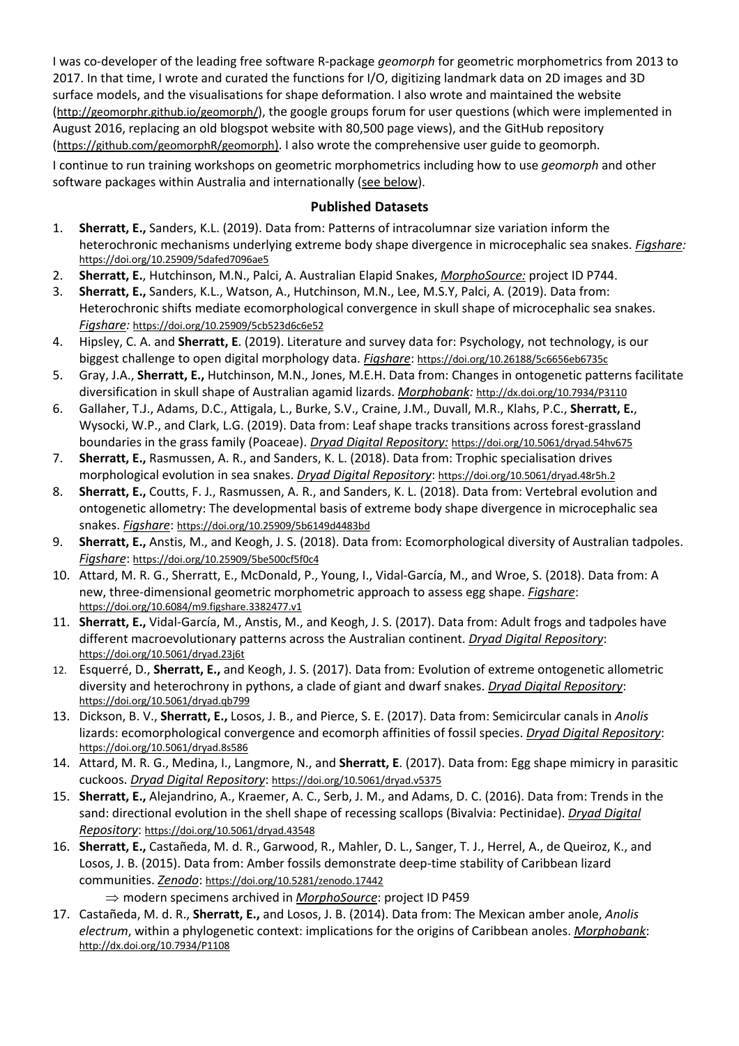I was co-developer of the leading free software R-package *geomorph* for geometric morphometrics from 2013 to 2017. In that time, I wrote and curated the functions for I/O, digitizing landmark data on 2D images and 3D surface models, and the visualisations for shape deformation. I also wrote and maintained the website (http://geomorphr.github.io/geomorph/), the google groups forum for user questions (which were implemented in August 2016, replacing an old blogspot website with 80,500 page views), and the GitHub repository (https://github.com/geomorphR/geomorph). I also wrote the comprehensive user guide to geomorph.

I continue to run training workshops on geometric morphometrics including how to use *geomorph* and other software packages within Australia and internationally (see below).

### Published Datasets

1. **Sherratt, E.,** Sanders, K.L. (2019). Data from: Patterns of intracolumnar size variation inform the heterochronic mechanisms underlying extreme body shape divergence in microcephalic sea snakes. *Figshare:* https://doi.org/10.25909/5dafed7096ae5
2. **Sherratt, E.**, Hutchinson, M.N., Palci, A. Australian Elapid Snakes, *MorphoSource:* project ID P744.
3. **Sherratt, E.,** Sanders, K.L., Watson, A., Hutchinson, M.N., Lee, M.S.Y, Palci, A. (2019). Data from: Heterochronic shifts mediate ecomorphological convergence in skull shape of microcephalic sea snakes. *Figshare:* https://doi.org/10.25909/5cb523d6c6e52
4. Hipsley, C. A. and **Sherratt, E**. (2019). Literature and survey data for: Psychology, not technology, is our biggest challenge to open digital morphology data. *Figshare*: https://doi.org/10.26188/5c6656eb6735c
5. Gray, J.A., **Sherratt, E.,** Hutchinson, M.N., Jones, M.E.H. Data from: Changes in ontogenetic patterns facilitate diversification in skull shape of Australian agamid lizards. *Morphobank:* http://dx.doi.org/10.7934/P3110
6. Gallaher, T.J., Adams, D.C., Attigala, L., Burke, S.V., Craine, J.M., Duvall, M.R., Klahs, P.C., **Sherratt, E.**, Wysocki, W.P., and Clark, L.G. (2019). Data from: Leaf shape tracks transitions across forest-grassland boundaries in the grass family (Poaceae). *Dryad Digital Repository:* https://doi.org/10.5061/dryad.54hv675
7. **Sherratt, E.,** Rasmussen, A. R., and Sanders, K. L. (2018). Data from: Trophic specialisation drives morphological evolution in sea snakes. *Dryad Digital Repository*: https://doi.org/10.5061/dryad.48r5h.2
8. **Sherratt, E.,** Coutts, F. J., Rasmussen, A. R., and Sanders, K. L. (2018). Data from: Vertebral evolution and ontogenetic allometry: The developmental basis of extreme body shape divergence in microcephalic sea snakes. *Figshare*: https://doi.org/10.25909/5b6149d4483bd
9. **Sherratt, E.,** Anstis, M., and Keogh, J. S. (2018). Data from: Ecomorphological diversity of Australian tadpoles. *Figshare*: https://doi.org/10.25909/5be500cf5f0c4
10. Attard, M. R. G., Sherratt, E., McDonald, P., Young, I., Vidal-García, M., and Wroe, S. (2018). Data from: A new, three-dimensional geometric morphometric approach to assess egg shape. *Figshare*: https://doi.org/10.6084/m9.figshare.3382477.v1
11. **Sherratt, E.,** Vidal-García, M., Anstis, M., and Keogh, J. S. (2017). Data from: Adult frogs and tadpoles have different macroevolutionary patterns across the Australian continent. *Dryad Digital Repository*: https://doi.org/10.5061/dryad.23j6t
12. Esquerré, D., **Sherratt, E.,** and Keogh, J. S. (2017). Data from: Evolution of extreme ontogenetic allometric diversity and heterochrony in pythons, a clade of giant and dwarf snakes. *Dryad Digital Repository*: https://doi.org/10.5061/dryad.qb799
13. Dickson, B. V., **Sherratt, E.,** Losos, J. B., and Pierce, S. E. (2017). Data from: Semicircular canals in *Anolis* lizards: ecomorphological convergence and ecomorph affinities of fossil species. *Dryad Digital Repository*: https://doi.org/10.5061/dryad.8s586
14. Attard, M. R. G., Medina, I., Langmore, N., and **Sherratt, E**. (2017). Data from: Egg shape mimicry in parasitic cuckoos. *Dryad Digital Repository*: https://doi.org/10.5061/dryad.v5375
15. **Sherratt, E.,** Alejandrino, A., Kraemer, A. C., Serb, J. M., and Adams, D. C. (2016). Data from: Trends in the sand: directional evolution in the shell shape of recessing scallops (Bivalvia: Pectinidae). *Dryad Digital Repository*: https://doi.org/10.5061/dryad.43548
16. **Sherratt, E.,** Castañeda, M. d. R., Garwood, R., Mahler, D. L., Sanger, T. J., Herrel, A., de Queiroz, K., and Losos, J. B. (2015). Data from: Amber fossils demonstrate deep-time stability of Caribbean lizard communities. *Zenodo*: https://doi.org/10.5281/zenodo.17442
    - ⇒ modern specimens archived in *MorphoSource*: project ID P459
17. Castañeda, M. d. R., **Sherratt, E.,** and Losos, J. B. (2014). Data from: The Mexican amber anole, *Anolis electrum*, within a phylogenetic context: implications for the origins of Caribbean anoles. *Morphobank*: http://dx.doi.org/10.7934/P1108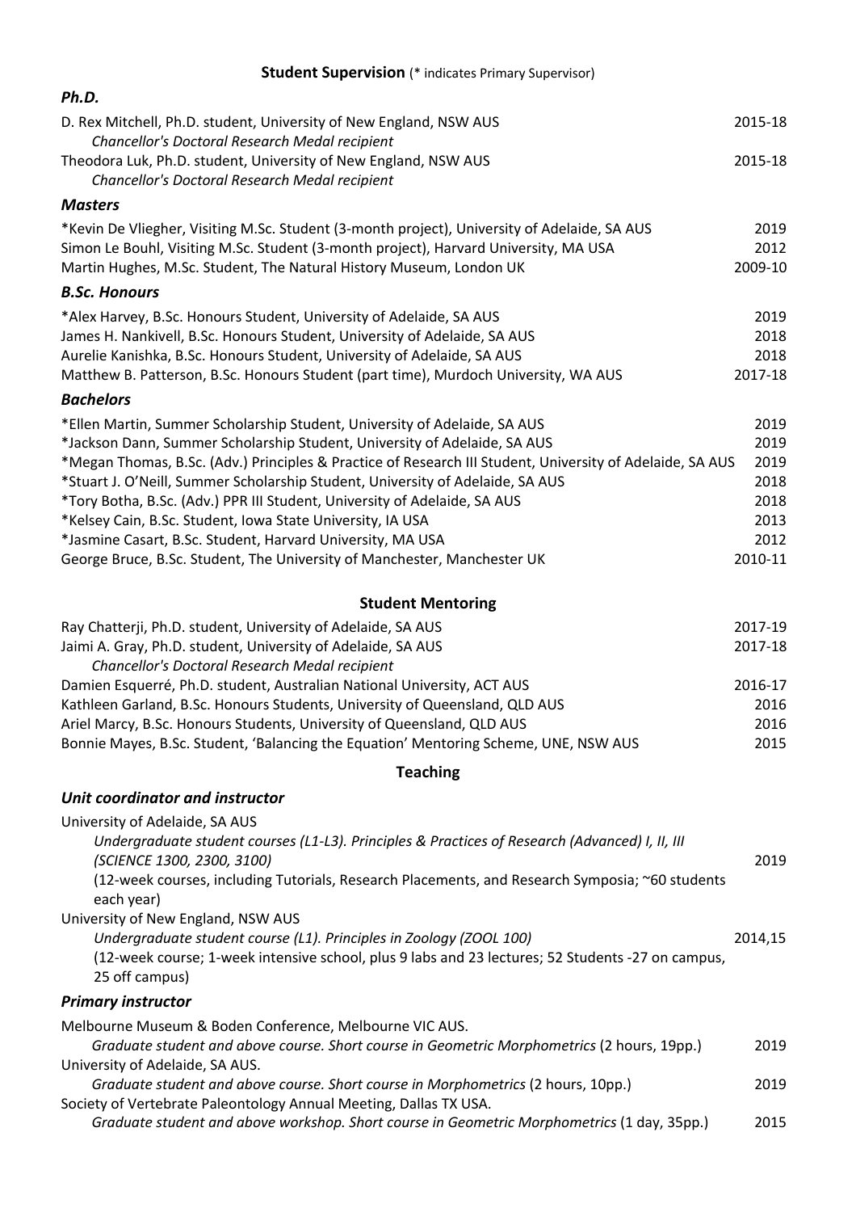## Student Supervision (* indicates Primary Supervisor)

### *Ph.D.*

D. Rex Mitchell, Ph.D. student, University of New England, NSW AUS — 2015-18
*Chancellor's Doctoral Research Medal recipient*

Theodora Luk, Ph.D. student, University of New England, NSW AUS — 2015-18
*Chancellor's Doctoral Research Medal recipient*

### *Masters*

*Kevin De Vliegher, Visiting M.Sc. Student (3-month project), University of Adelaide, SA AUS — 2019

Simon Le Bouhl, Visiting M.Sc. Student (3-month project), Harvard University, MA USA — 2012

Martin Hughes, M.Sc. Student, The Natural History Museum, London UK — 2009-10

### *B.Sc. Honours*

*Alex Harvey, B.Sc. Honours Student, University of Adelaide, SA AUS — 2019

James H. Nankivell, B.Sc. Honours Student, University of Adelaide, SA AUS — 2018

Aurelie Kanishka, B.Sc. Honours Student, University of Adelaide, SA AUS — 2018

Matthew B. Patterson, B.Sc. Honours Student (part time), Murdoch University, WA AUS — 2017-18

### *Bachelors*

*Ellen Martin, Summer Scholarship Student, University of Adelaide, SA AUS — 2019

*Jackson Dann, Summer Scholarship Student, University of Adelaide, SA AUS — 2019

*Megan Thomas, B.Sc. (Adv.) Principles & Practice of Research III Student, University of Adelaide, SA AUS — 2019

*Stuart J. O'Neill, Summer Scholarship Student, University of Adelaide, SA AUS — 2018

*Tory Botha, B.Sc. (Adv.) PPR III Student, University of Adelaide, SA AUS — 2018

*Kelsey Cain, B.Sc. Student, Iowa State University, IA USA — 2013

*Jasmine Casart, B.Sc. Student, Harvard University, MA USA — 2012

George Bruce, B.Sc. Student, The University of Manchester, Manchester UK — 2010-11

## Student Mentoring

Ray Chatterji, Ph.D. student, University of Adelaide, SA AUS — 2017-19

Jaimi A. Gray, Ph.D. student, University of Adelaide, SA AUS — 2017-18
*Chancellor's Doctoral Research Medal recipient*

Damien Esquerré, Ph.D. student, Australian National University, ACT AUS — 2016-17

Kathleen Garland, B.Sc. Honours Students, University of Queensland, QLD AUS — 2016

Ariel Marcy, B.Sc. Honours Students, University of Queensland, QLD AUS — 2016

Bonnie Mayes, B.Sc. Student, 'Balancing the Equation' Mentoring Scheme, UNE, NSW AUS — 2015

## Teaching

### *Unit coordinator and instructor*

University of Adelaide, SA AUS
*Undergraduate student courses (L1-L3). Principles & Practices of Research (Advanced) I, II, III (SCIENCE 1300, 2300, 3100)* — 2019
(12-week courses, including Tutorials, Research Placements, and Research Symposia; ~60 students each year)

University of New England, NSW AUS
*Undergraduate student course (L1). Principles in Zoology (ZOOL 100)* — 2014,15
(12-week course; 1-week intensive school, plus 9 labs and 23 lectures; 52 Students -27 on campus, 25 off campus)

### *Primary instructor*

Melbourne Museum & Boden Conference, Melbourne VIC AUS.
*Graduate student and above course. Short course in Geometric Morphometrics (2 hours, 19pp.)* — 2019

University of Adelaide, SA AUS.
*Graduate student and above course. Short course in Morphometrics (2 hours, 10pp.)* — 2019

Society of Vertebrate Paleontology Annual Meeting, Dallas TX USA.
*Graduate student and above workshop. Short course in Geometric Morphometrics (1 day, 35pp.)* — 2015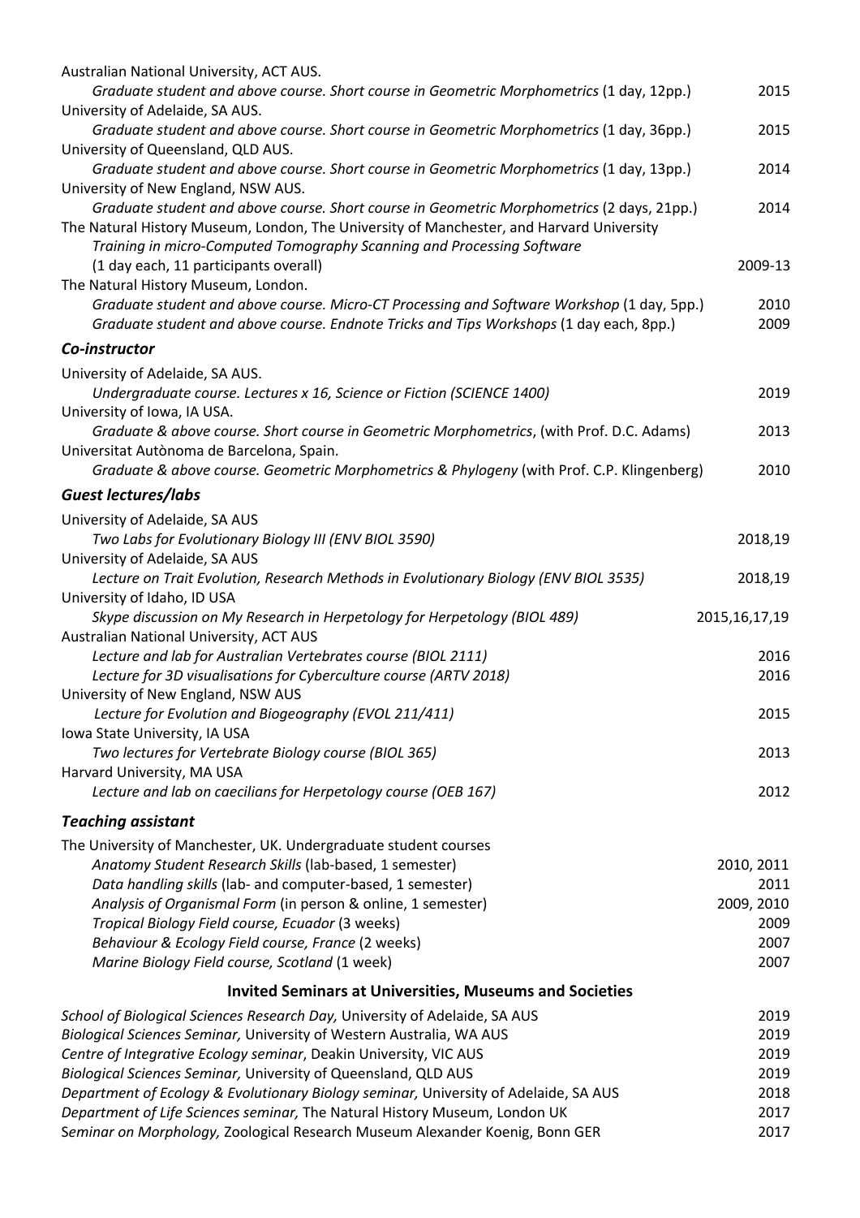Australian National University, ACT AUS.
*Graduate student and above course. Short course in Geometric Morphometrics (1 day, 12pp.)* 2015

University of Adelaide, SA AUS.
*Graduate student and above course. Short course in Geometric Morphometrics (1 day, 36pp.)* 2015

University of Queensland, QLD AUS.
*Graduate student and above course. Short course in Geometric Morphometrics (1 day, 13pp.)* 2014

University of New England, NSW AUS.
*Graduate student and above course. Short course in Geometric Morphometrics (2 days, 21pp.)* 2014

The Natural History Museum, London, The University of Manchester, and Harvard University
*Training in micro-Computed Tomography Scanning and Processing Software*
(1 day each, 11 participants overall) 2009-13

The Natural History Museum, London.
*Graduate student and above course. Micro-CT Processing and Software Workshop (1 day, 5pp.)* 2010
*Graduate student and above course. Endnote Tricks and Tips Workshops (1 day each, 8pp.)* 2009

### *Co-instructor*

University of Adelaide, SA AUS.
*Undergraduate course. Lectures x 16, Science or Fiction (SCIENCE 1400)* 2019

University of Iowa, IA USA.
*Graduate & above course. Short course in Geometric Morphometrics, (with Prof. D.C. Adams)* 2013

Universitat Autònoma de Barcelona, Spain.
*Graduate & above course. Geometric Morphometrics & Phylogeny (with Prof. C.P. Klingenberg)* 2010

### *Guest lectures/labs*

University of Adelaide, SA AUS
*Two Labs for Evolutionary Biology III (ENV BIOL 3590)* 2018,19

University of Adelaide, SA AUS
*Lecture on Trait Evolution, Research Methods in Evolutionary Biology (ENV BIOL 3535)* 2018,19

University of Idaho, ID USA
*Skype discussion on My Research in Herpetology for Herpetology (BIOL 489)* 2015,16,17,19

Australian National University, ACT AUS
*Lecture and lab for Australian Vertebrates course (BIOL 2111)* 2016
*Lecture for 3D visualisations for Cyberculture course (ARTV 2018)* 2016

University of New England, NSW AUS
*Lecture for Evolution and Biogeography (EVOL 211/411)* 2015

Iowa State University, IA USA
*Two lectures for Vertebrate Biology course (BIOL 365)* 2013

Harvard University, MA USA
*Lecture and lab on caecilians for Herpetology course (OEB 167)* 2012

### *Teaching assistant*

The University of Manchester, UK. Undergraduate student courses
*Anatomy Student Research Skills* (lab-based, 1 semester) 2010, 2011
*Data handling skills* (lab- and computer-based, 1 semester) 2011
*Analysis of Organismal Form* (in person & online, 1 semester) 2009, 2010
*Tropical Biology Field course, Ecuador* (3 weeks) 2009
*Behaviour & Ecology Field course, France* (2 weeks) 2007
*Marine Biology Field course, Scotland* (1 week) 2007

## Invited Seminars at Universities, Museums and Societies

*School of Biological Sciences Research Day,* University of Adelaide, SA AUS 2019
*Biological Sciences Seminar,* University of Western Australia, WA AUS 2019
*Centre of Integrative Ecology seminar*, Deakin University, VIC AUS 2019
*Biological Sciences Seminar,* University of Queensland, QLD AUS 2019
*Department of Ecology & Evolutionary Biology seminar,* University of Adelaide, SA AUS 2018
*Department of Life Sciences seminar,* The Natural History Museum, London UK 2017
*Seminar on Morphology,* Zoological Research Museum Alexander Koenig, Bonn GER 2017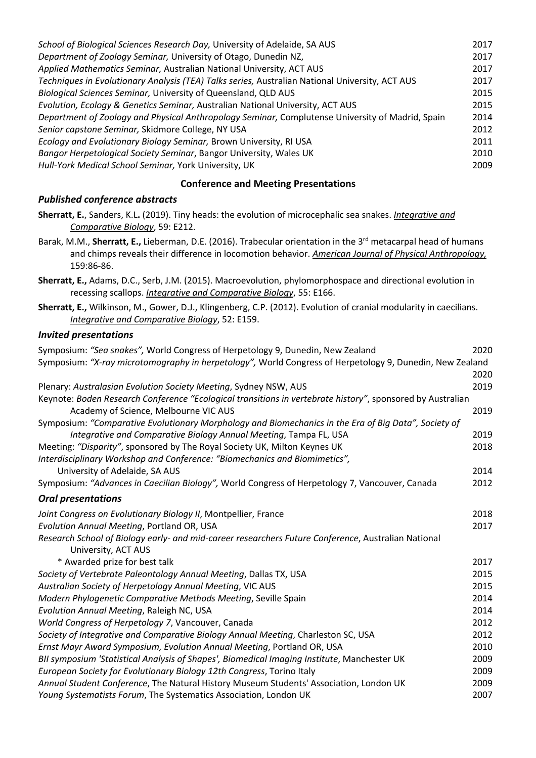*School of Biological Sciences Research Day,* University of Adelaide, SA AUS 2017
*Department of Zoology Seminar,* University of Otago, Dunedin NZ, 2017
*Applied Mathematics Seminar,* Australian National University, ACT AUS 2017
*Techniques in Evolutionary Analysis (TEA) Talks series,* Australian National University, ACT AUS 2017
*Biological Sciences Seminar,* University of Queensland, QLD AUS 2015
*Evolution, Ecology & Genetics Seminar,* Australian National University, ACT AUS 2015
*Department of Zoology and Physical Anthropology Seminar,* Complutense University of Madrid, Spain 2014
*Senior capstone Seminar,* Skidmore College, NY USA 2012
*Ecology and Evolutionary Biology Seminar,* Brown University, RI USA 2011
*Bangor Herpetological Society Seminar*, Bangor University, Wales UK 2010
*Hull-York Medical School Seminar,* York University, UK 2009

## Conference and Meeting Presentations

### *Published conference abstracts*

**Sherratt, E.**, Sanders, K.L**.** (2019). Tiny heads: the evolution of microcephalic sea snakes. *Integrative and Comparative Biology*, 59: E212.

Barak, M.M., **Sherratt, E.,** Lieberman, D.E. (2016). Trabecular orientation in the 3rd metacarpal head of humans and chimps reveals their difference in locomotion behavior. *American Journal of Physical Anthropology,* 159:86-86.

**Sherratt, E.,** Adams, D.C., Serb, J.M. (2015). Macroevolution, phylomorphospace and directional evolution in recessing scallops. *Integrative and Comparative Biology*, 55: E166.

**Sherratt, E.,** Wilkinson, M., Gower, D.J., Klingenberg, C.P. (2012). Evolution of cranial modularity in caecilians. *Integrative and Comparative Biology*, 52: E159.

### *Invited presentations*

Symposium: *"Sea snakes",* World Congress of Herpetology 9, Dunedin, New Zealand 2020
Symposium: *"X-ray microtomography in herpetology",* World Congress of Herpetology 9, Dunedin, New Zealand 2020
Plenary: *Australasian Evolution Society Meeting*, Sydney NSW, AUS 2019
Keynote: *Boden Research Conference "Ecological transitions in vertebrate history"*, sponsored by Australian Academy of Science, Melbourne VIC AUS 2019
Symposium: *"Comparative Evolutionary Morphology and Biomechanics in the Era of Big Data", Society of Integrative and Comparative Biology Annual Meeting*, Tampa FL, USA 2019
Meeting: *"Disparity"*, sponsored by The Royal Society UK, Milton Keynes UK 2018
*Interdisciplinary Workshop and Conference: "Biomechanics and Biomimetics",* University of Adelaide, SA AUS 2014
Symposium: *"Advances in Caecilian Biology",* World Congress of Herpetology 7, Vancouver, Canada 2012

### *Oral presentations*

*Joint Congress on Evolutionary Biology II*, Montpellier, France 2018
*Evolution Annual Meeting*, Portland OR, USA 2017
*Research School of Biology early- and mid-career researchers Future Conference*, Australian National University, ACT AUS
  * Awarded prize for best talk 2017
*Society of Vertebrate Paleontology Annual Meeting*, Dallas TX, USA 2015
*Australian Society of Herpetology Annual Meeting*, VIC AUS 2015
*Modern Phylogenetic Comparative Methods Meeting*, Seville Spain 2014
*Evolution Annual Meeting*, Raleigh NC, USA 2014
*World Congress of Herpetology 7*, Vancouver, Canada 2012
*Society of Integrative and Comparative Biology Annual Meeting*, Charleston SC, USA 2012
*Ernst Mayr Award Symposium, Evolution Annual Meeting*, Portland OR, USA 2010
*BII symposium 'Statistical Analysis of Shapes', Biomedical Imaging Institute*, Manchester UK 2009
*European Society for Evolutionary Biology 12th Congress*, Torino Italy 2009
*Annual Student Conference*, The Natural History Museum Students' Association, London UK 2009
*Young Systematists Forum*, The Systematics Association, London UK 2007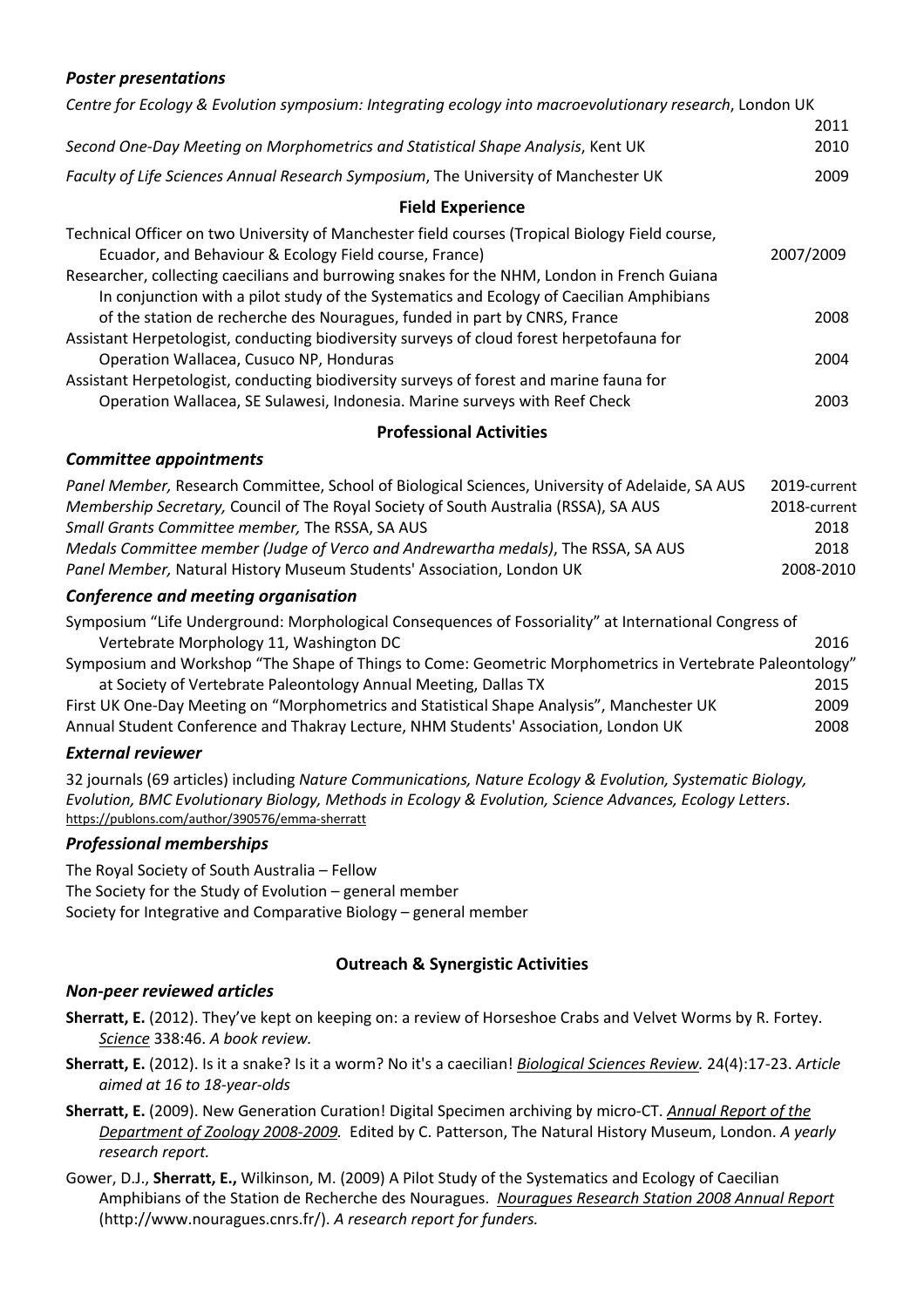### *Poster presentations*

*Centre for Ecology & Evolution symposium: Integrating ecology into macroevolutionary research*, London UK 2011

*Second One-Day Meeting on Morphometrics and Statistical Shape Analysis*, Kent UK 2010

*Faculty of Life Sciences Annual Research Symposium*, The University of Manchester UK 2009

## Field Experience

Technical Officer on two University of Manchester field courses (Tropical Biology Field course, Ecuador, and Behaviour & Ecology Field course, France) 2007/2009

Researcher, collecting caecilians and burrowing snakes for the NHM, London in French Guiana In conjunction with a pilot study of the Systematics and Ecology of Caecilian Amphibians of the station de recherche des Nouragues, funded in part by CNRS, France 2008

Assistant Herpetologist, conducting biodiversity surveys of cloud forest herpetofauna for Operation Wallacea, Cusuco NP, Honduras 2004

Assistant Herpetologist, conducting biodiversity surveys of forest and marine fauna for Operation Wallacea, SE Sulawesi, Indonesia. Marine surveys with Reef Check 2003

## Professional Activities

### *Committee appointments*

*Panel Member,* Research Committee, School of Biological Sciences, University of Adelaide, SA AUS 2019-current

*Membership Secretary,* Council of The Royal Society of South Australia (RSSA), SA AUS 2018-current

*Small Grants Committee member,* The RSSA, SA AUS 2018

*Medals Committee member (Judge of Verco and Andrewartha medals)*, The RSSA, SA AUS 2018

*Panel Member,* Natural History Museum Students' Association, London UK 2008-2010

### *Conference and meeting organisation*

Symposium "Life Underground: Morphological Consequences of Fossoriality" at International Congress of Vertebrate Morphology 11, Washington DC 2016

Symposium and Workshop "The Shape of Things to Come: Geometric Morphometrics in Vertebrate Paleontology" at Society of Vertebrate Paleontology Annual Meeting, Dallas TX 2015

First UK One-Day Meeting on "Morphometrics and Statistical Shape Analysis", Manchester UK 2009

Annual Student Conference and Thakray Lecture, NHM Students' Association, London UK 2008

### *External reviewer*

32 journals (69 articles) including *Nature Communications, Nature Ecology & Evolution, Systematic Biology, Evolution, BMC Evolutionary Biology, Methods in Ecology & Evolution, Science Advances, Ecology Letters*. https://publons.com/author/390576/emma-sherratt

### *Professional memberships*

The Royal Society of South Australia – Fellow
The Society for the Study of Evolution – general member
Society for Integrative and Comparative Biology – general member

## Outreach & Synergistic Activities

### *Non-peer reviewed articles*

**Sherratt, E.** (2012). They've kept on keeping on: a review of Horseshoe Crabs and Velvet Worms by R. Fortey. *Science* 338:46. *A book review.*

**Sherratt, E.** (2012). Is it a snake? Is it a worm? No it's a caecilian! *Biological Sciences Review.* 24(4):17-23. *Article aimed at 16 to 18-year-olds*

**Sherratt, E.** (2009). New Generation Curation! Digital Specimen archiving by micro-CT. *Annual Report of the Department of Zoology 2008-2009.* Edited by C. Patterson, The Natural History Museum, London. *A yearly research report.*

Gower, D.J., **Sherratt, E.,** Wilkinson, M. (2009) A Pilot Study of the Systematics and Ecology of Caecilian Amphibians of the Station de Recherche des Nouragues. *Nouragues Research Station 2008 Annual Report* (http://www.nouragues.cnrs.fr/). *A research report for funders.*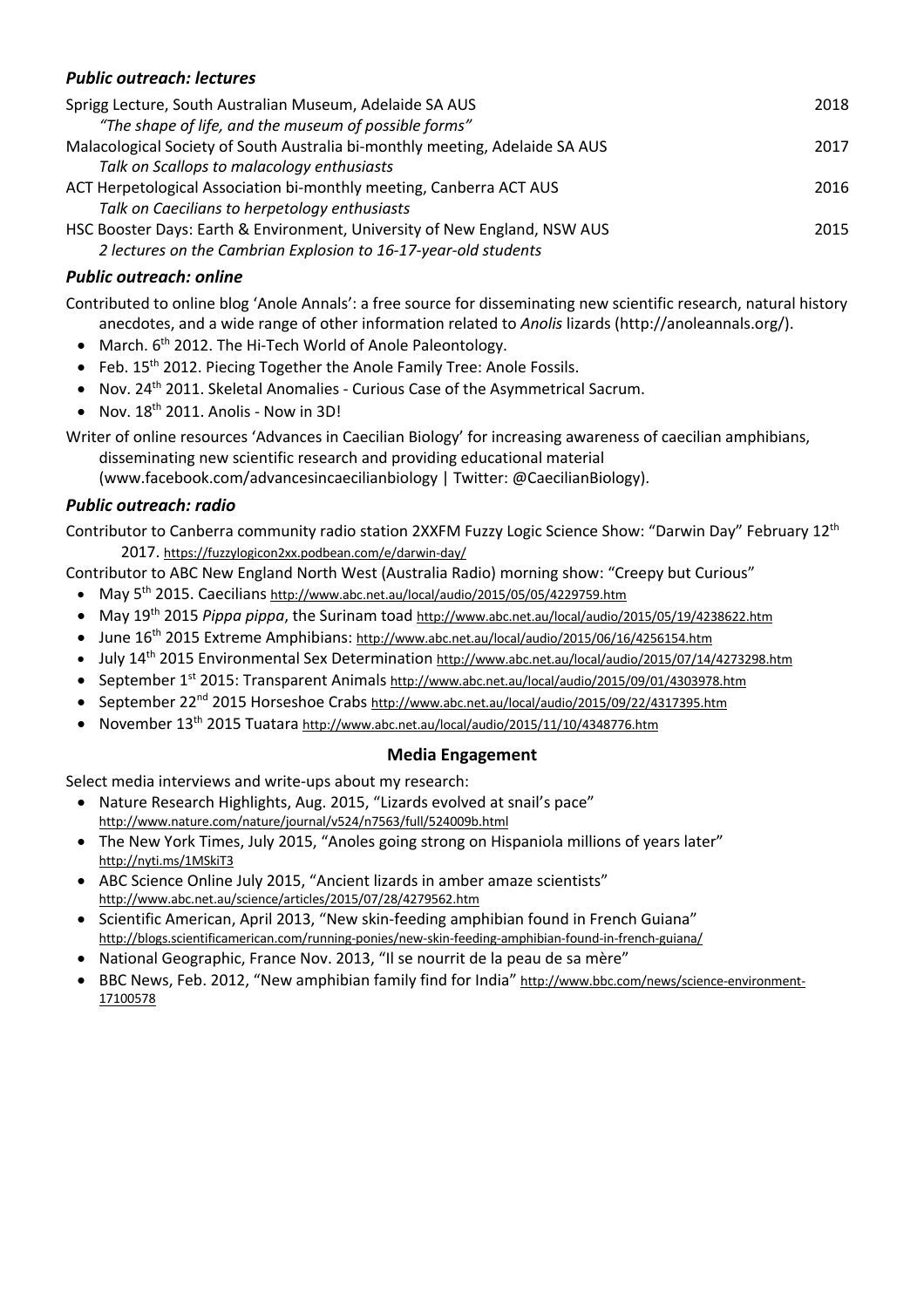### *Public outreach: lectures*

Sprigg Lecture, South Australian Museum, Adelaide SA AUS — 2018
*"The shape of life, and the museum of possible forms"*

Malacological Society of South Australia bi-monthly meeting, Adelaide SA AUS — 2017
*Talk on Scallops to malacology enthusiasts*

ACT Herpetological Association bi-monthly meeting, Canberra ACT AUS — 2016
*Talk on Caecilians to herpetology enthusiasts*

HSC Booster Days: Earth & Environment, University of New England, NSW AUS — 2015
*2 lectures on the Cambrian Explosion to 16-17-year-old students*

### *Public outreach: online*

Contributed to online blog 'Anole Annals': a free source for disseminating new scientific research, natural history anecdotes, and a wide range of other information related to *Anolis* lizards (http://anoleannals.org/).

- March. 6th 2012. The Hi-Tech World of Anole Paleontology.
- Feb. 15th 2012. Piecing Together the Anole Family Tree: Anole Fossils.
- Nov. 24th 2011. Skeletal Anomalies - Curious Case of the Asymmetrical Sacrum.
- Nov. 18th 2011. Anolis - Now in 3D!

Writer of online resources 'Advances in Caecilian Biology' for increasing awareness of caecilian amphibians, disseminating new scientific research and providing educational material (www.facebook.com/advancesincaecilianbiology | Twitter: @CaecilianBiology).

### *Public outreach: radio*

Contributor to Canberra community radio station 2XXFM Fuzzy Logic Science Show: "Darwin Day" February 12th 2017. https://fuzzylogicon2xx.podbean.com/e/darwin-day/

Contributor to ABC New England North West (Australia Radio) morning show: "Creepy but Curious"

- May 5th 2015. Caecilians http://www.abc.net.au/local/audio/2015/05/05/4229759.htm
- May 19th 2015 *Pippa pippa*, the Surinam toad http://www.abc.net.au/local/audio/2015/05/19/4238622.htm
- June 16th 2015 Extreme Amphibians: http://www.abc.net.au/local/audio/2015/06/16/4256154.htm
- July 14th 2015 Environmental Sex Determination http://www.abc.net.au/local/audio/2015/07/14/4273298.htm
- September 1st 2015: Transparent Animals http://www.abc.net.au/local/audio/2015/09/01/4303978.htm
- September 22nd 2015 Horseshoe Crabs http://www.abc.net.au/local/audio/2015/09/22/4317395.htm
- November 13th 2015 Tuatara http://www.abc.net.au/local/audio/2015/11/10/4348776.htm

## Media Engagement

Select media interviews and write-ups about my research:

- Nature Research Highlights, Aug. 2015, "Lizards evolved at snail's pace" http://www.nature.com/nature/journal/v524/n7563/full/524009b.html
- The New York Times, July 2015, "Anoles going strong on Hispaniola millions of years later" http://nyti.ms/1MSkiT3
- ABC Science Online July 2015, "Ancient lizards in amber amaze scientists" http://www.abc.net.au/science/articles/2015/07/28/4279562.htm
- Scientific American, April 2013, "New skin-feeding amphibian found in French Guiana" http://blogs.scientificamerican.com/running-ponies/new-skin-feeding-amphibian-found-in-french-guiana/
- National Geographic, France Nov. 2013, "Il se nourrit de la peau de sa mère"
- BBC News, Feb. 2012, "New amphibian family find for India" http://www.bbc.com/news/science-environment-17100578